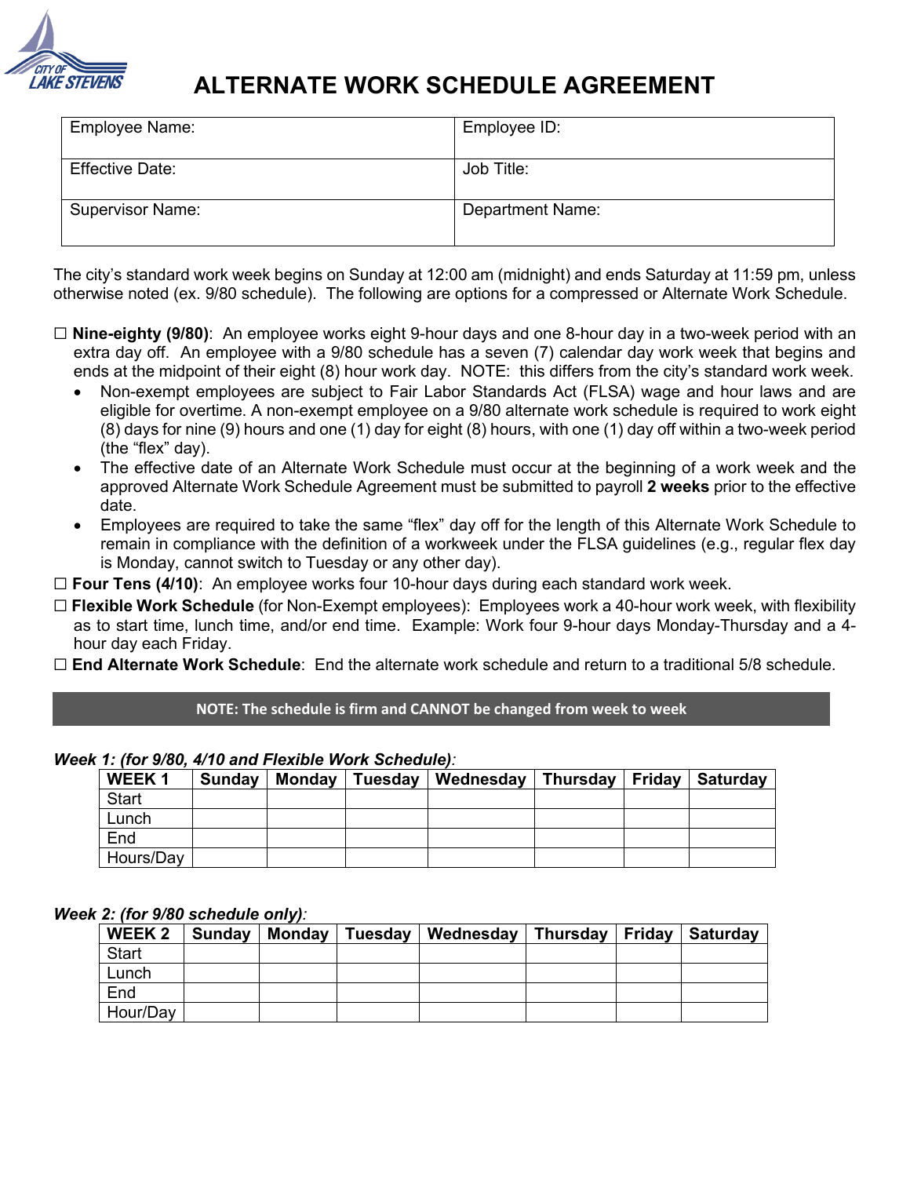# ALTERNATE WORK SCHEDULE AGREEMENT

| Employee Name: | Employee ID: |
|---|---|
| Effective Date: | Job Title: |
| Supervisor Name: | Department Name: |

The city's standard work week begins on Sunday at 12:00 am (midnight) and ends Saturday at 11:59 pm, unless otherwise noted (ex. 9/80 schedule). The following are options for a compressed or Alternate Work Schedule.

☐ **Nine-eighty (9/80)**: An employee works eight 9-hour days and one 8-hour day in a two-week period with an extra day off. An employee with a 9/80 schedule has a seven (7) calendar day work week that begins and ends at the midpoint of their eight (8) hour work day. NOTE: this differs from the city's standard work week.

- Non-exempt employees are subject to Fair Labor Standards Act (FLSA) wage and hour laws and are eligible for overtime. A non-exempt employee on a 9/80 alternate work schedule is required to work eight (8) days for nine (9) hours and one (1) day for eight (8) hours, with one (1) day off within a two-week period (the "flex" day).
- The effective date of an Alternate Work Schedule must occur at the beginning of a work week and the approved Alternate Work Schedule Agreement must be submitted to payroll **2 weeks** prior to the effective date.
- Employees are required to take the same "flex" day off for the length of this Alternate Work Schedule to remain in compliance with the definition of a workweek under the FLSA guidelines (e.g., regular flex day is Monday, cannot switch to Tuesday or any other day).

☐ **Four Tens (4/10)**: An employee works four 10-hour days during each standard work week.

☐ **Flexible Work Schedule** (for Non-Exempt employees): Employees work a 40-hour work week, with flexibility as to start time, lunch time, and/or end time. Example: Work four 9-hour days Monday-Thursday and a 4-hour day each Friday.

☐ **End Alternate Work Schedule**: End the alternate work schedule and return to a traditional 5/8 schedule.

**NOTE: The schedule is firm and CANNOT be changed from week to week**

***Week 1: (for 9/80, 4/10 and Flexible Work Schedule)*:**

| WEEK 1 | Sunday | Monday | Tuesday | Wednesday | Thursday | Friday | Saturday |
|---|---|---|---|---|---|---|---|
| Start | | | | | | | |
| Lunch | | | | | | | |
| End | | | | | | | |
| Hours/Day | | | | | | | |

***Week 2: (for 9/80 schedule only)*:**

| WEEK 2 | Sunday | Monday | Tuesday | Wednesday | Thursday | Friday | Saturday |
|---|---|---|---|---|---|---|---|
| Start | | | | | | | |
| Lunch | | | | | | | |
| End | | | | | | | |
| Hour/Day | | | | | | | |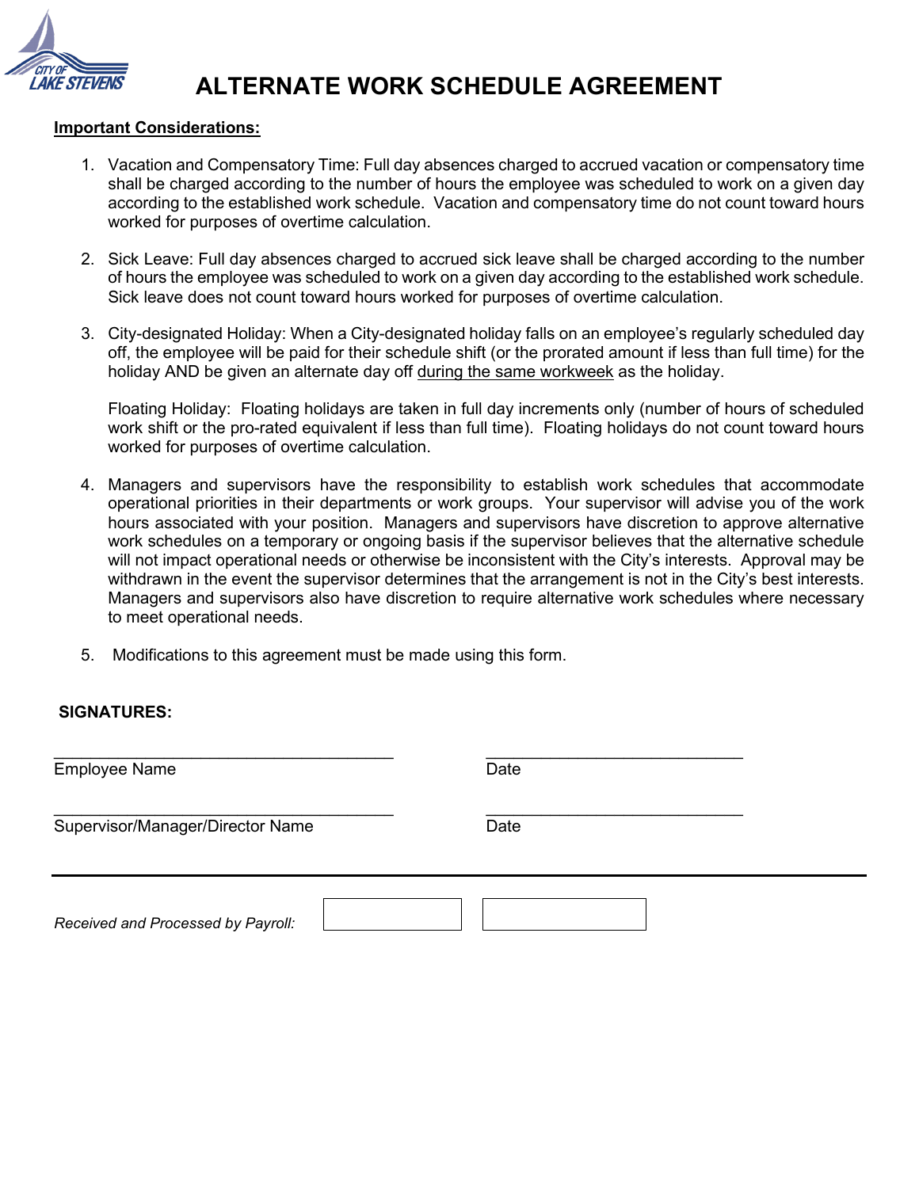# ALTERNATE WORK SCHEDULE AGREEMENT

**Important Considerations:**

1. Vacation and Compensatory Time: Full day absences charged to accrued vacation or compensatory time shall be charged according to the number of hours the employee was scheduled to work on a given day according to the established work schedule. Vacation and compensatory time do not count toward hours worked for purposes of overtime calculation.

2. Sick Leave: Full day absences charged to accrued sick leave shall be charged according to the number of hours the employee was scheduled to work on a given day according to the established work schedule. Sick leave does not count toward hours worked for purposes of overtime calculation.

3. City-designated Holiday: When a City-designated holiday falls on an employee's regularly scheduled day off, the employee will be paid for their schedule shift (or the prorated amount if less than full time) for the holiday AND be given an alternate day off during the same workweek as the holiday.

   Floating Holiday: Floating holidays are taken in full day increments only (number of hours of scheduled work shift or the pro-rated equivalent if less than full time). Floating holidays do not count toward hours worked for purposes of overtime calculation.

4. Managers and supervisors have the responsibility to establish work schedules that accommodate operational priorities in their departments or work groups. Your supervisor will advise you of the work hours associated with your position. Managers and supervisors have discretion to approve alternative work schedules on a temporary or ongoing basis if the supervisor believes that the alternative schedule will not impact operational needs or otherwise be inconsistent with the City's interests. Approval may be withdrawn in the event the supervisor determines that the arrangement is not in the City's best interests. Managers and supervisors also have discretion to require alternative work schedules where necessary to meet operational needs.

5. Modifications to this agreement must be made using this form.

**SIGNATURES:**

\_\_\_\_\_\_\_\_\_\_\_\_\_\_\_\_\_\_\_\_\_\_\_\_\_\_\_\_\_\_\_\_\_\_\_\_ \_\_\_\_\_\_\_\_\_\_\_\_\_\_\_\_\_\_\_\_\_\_\_\_\_\_\_
Employee Name Date

\_\_\_\_\_\_\_\_\_\_\_\_\_\_\_\_\_\_\_\_\_\_\_\_\_\_\_\_\_\_\_\_\_\_\_\_ \_\_\_\_\_\_\_\_\_\_\_\_\_\_\_\_\_\_\_\_\_\_\_\_\_\_\_
Supervisor/Manager/Director Name Date

---

*Received and Processed by Payroll:*